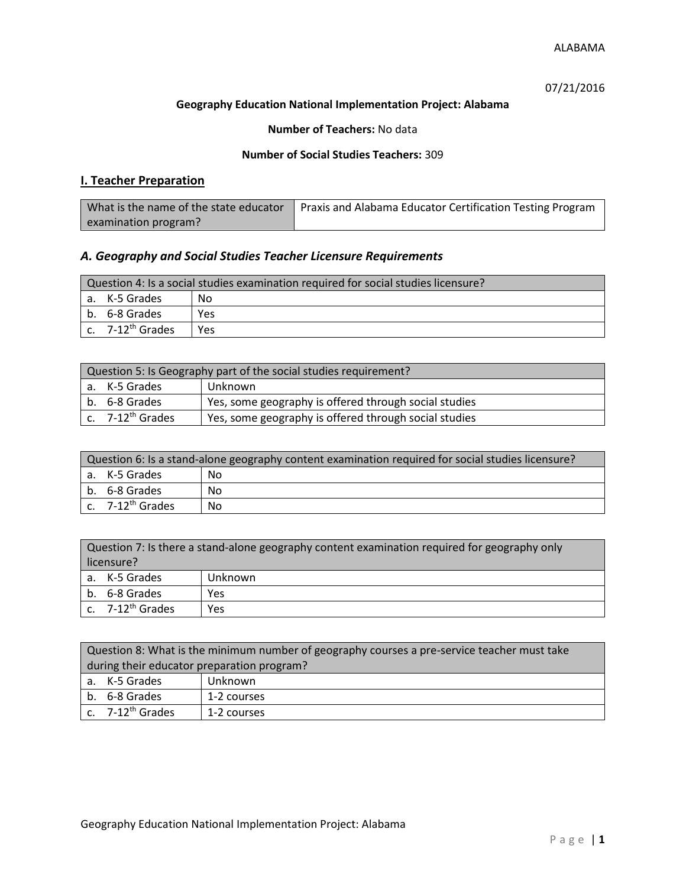ALABAMA

07/21/2016

**Geography Education National Implementation Project: Alabama**

**Number of Teachers:** No data

**Number of Social Studies Teachers:** 309

## I. Teacher Preparation

| What is the name of the state educator examination program? | Praxis and Alabama Educator Certification Testing Program |
|---|---|

### *A. Geography and Social Studies Teacher Licensure Requirements*

| Question 4: Is a social studies examination required for social studies licensure? | |
|---|---|
| a. K-5 Grades | No |
| b. 6-8 Grades | Yes |
| c. 7-12th Grades | Yes |

| Question 5: Is Geography part of the social studies requirement? | |
|---|---|
| a. K-5 Grades | Unknown |
| b. 6-8 Grades | Yes, some geography is offered through social studies |
| c. 7-12th Grades | Yes, some geography is offered through social studies |

| Question 6: Is a stand-alone geography content examination required for social studies licensure? | |
|---|---|
| a. K-5 Grades | No |
| b. 6-8 Grades | No |
| c. 7-12th Grades | No |

| Question 7: Is there a stand-alone geography content examination required for geography only licensure? | |
|---|---|
| a. K-5 Grades | Unknown |
| b. 6-8 Grades | Yes |
| c. 7-12th Grades | Yes |

| Question 8: What is the minimum number of geography courses a pre-service teacher must take during their educator preparation program? | |
|---|---|
| a. K-5 Grades | Unknown |
| b. 6-8 Grades | 1-2 courses |
| c. 7-12th Grades | 1-2 courses |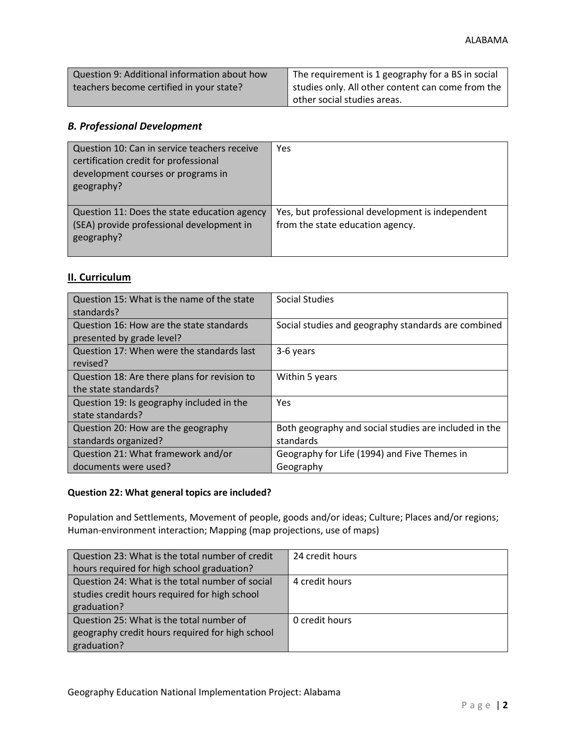| Question 9: Additional information about how teachers become certified in your state? | The requirement is 1 geography for a BS in social studies only. All other content can come from the other social studies areas. |
|---|---|

### *B. Professional Development*

| Question 10: Can in service teachers receive certification credit for professional development courses or programs in geography? | Yes |
|---|---|
| Question 11: Does the state education agency (SEA) provide professional development in geography? | Yes, but professional development is independent from the state education agency. |

## II. Curriculum

| Question 15: What is the name of the state standards? | Social Studies |
|---|---|
| Question 16: How are the state standards presented by grade level? | Social studies and geography standards are combined |
| Question 17: When were the standards last revised? | 3-6 years |
| Question 18: Are there plans for revision to the state standards? | Within 5 years |
| Question 19: Is geography included in the state standards? | Yes |
| Question 20: How are the geography standards organized? | Both geography and social studies are included in the standards |
| Question 21: What framework and/or documents were used? | Geography for Life (1994) and Five Themes in Geography |

**Question 22: What general topics are included?**

Population and Settlements, Movement of people, goods and/or ideas; Culture; Places and/or regions; Human-environment interaction; Mapping (map projections, use of maps)

| Question 23: What is the total number of credit hours required for high school graduation? | 24 credit hours |
|---|---|
| Question 24: What is the total number of social studies credit hours required for high school graduation? | 4 credit hours |
| Question 25: What is the total number of geography credit hours required for high school graduation? | 0 credit hours |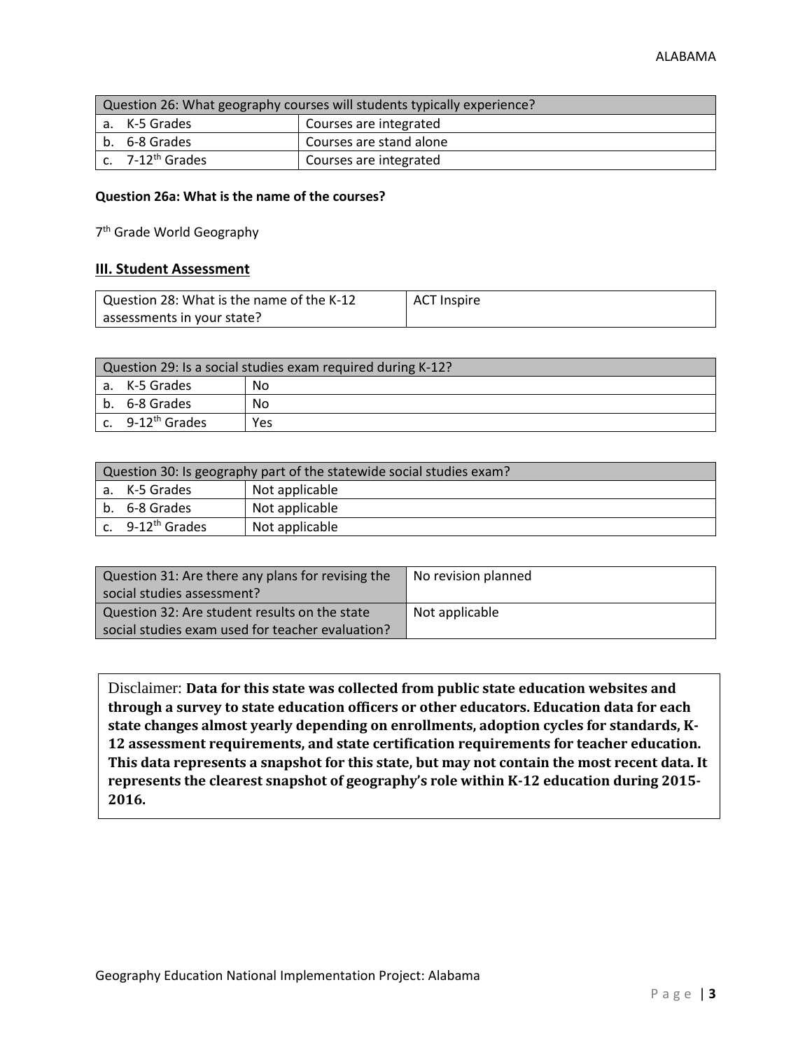| Question 26: What geography courses will students typically experience? | |
|---|---|
| a. K-5 Grades | Courses are integrated |
| b. 6-8 Grades | Courses are stand alone |
| c. 7-12th Grades | Courses are integrated |

**Question 26a: What is the name of the courses?**

7th Grade World Geography

## III. Student Assessment

| | |
|---|---|
| Question 28: What is the name of the K-12 assessments in your state? | ACT Inspire |

| Question 29: Is a social studies exam required during K-12? | |
|---|---|
| a. K-5 Grades | No |
| b. 6-8 Grades | No |
| c. 9-12th Grades | Yes |

| Question 30: Is geography part of the statewide social studies exam? | |
|---|---|
| a. K-5 Grades | Not applicable |
| b. 6-8 Grades | Not applicable |
| c. 9-12th Grades | Not applicable |

| | |
|---|---|
| Question 31: Are there any plans for revising the social studies assessment? | No revision planned |
| Question 32: Are student results on the state social studies exam used for teacher evaluation? | Not applicable |

Disclaimer: **Data for this state was collected from public state education websites and through a survey to state education officers or other educators. Education data for each state changes almost yearly depending on enrollments, adoption cycles for standards, K-12 assessment requirements, and state certification requirements for teacher education. This data represents a snapshot for this state, but may not contain the most recent data. It represents the clearest snapshot of geography's role within K-12 education during 2015-2016.**